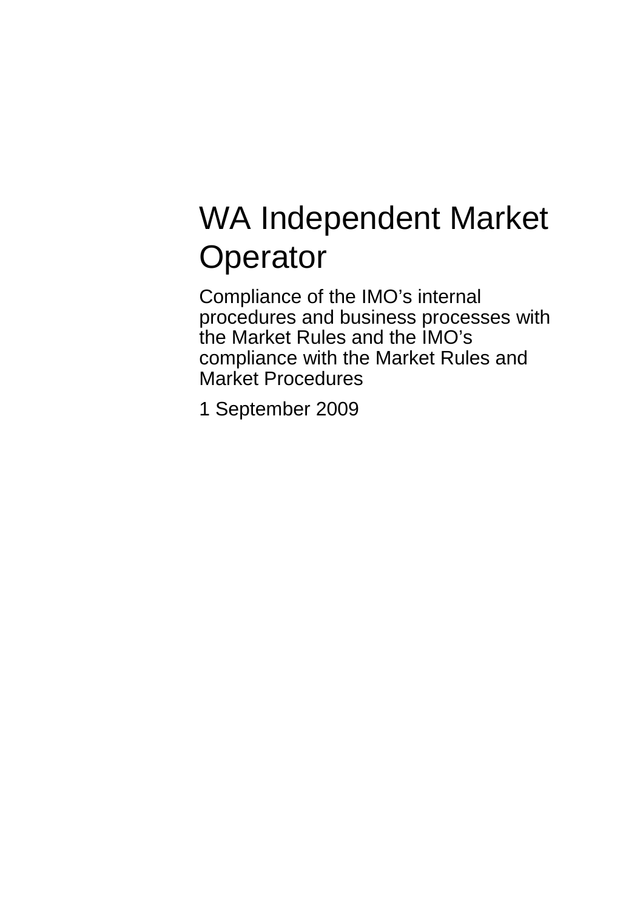# WA Independent Market Operator

Compliance of the IMO’s internal procedures and business processes with the Market Rules and the IMO’s compliance with the Market Rules and Market Procedures

1 September 2009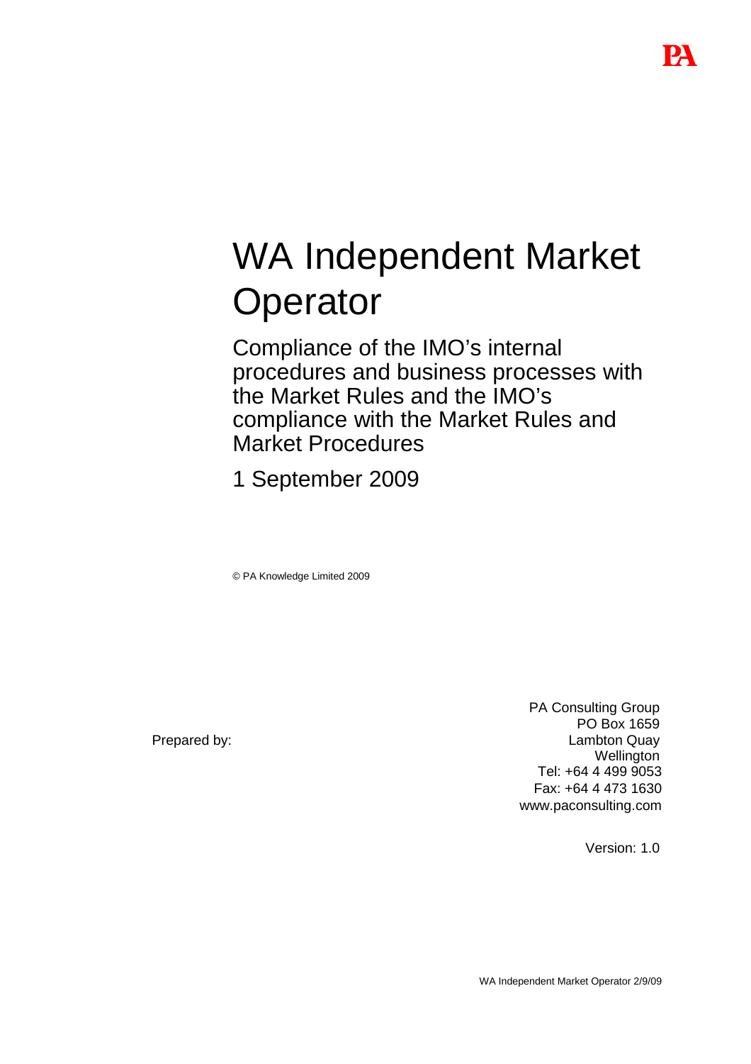# WA Independent Market Operator

## Compliance of the IMO's internal procedures and business processes with the Market Rules and the IMO's compliance with the Market Rules and Market Procedures

1 September 2009

© PA Knowledge Limited 2009

Prepared by:

PA Consulting Group
PO Box 1659
Lambton Quay
Wellington
Tel: +64 4 499 9053
Fax: +64 4 473 1630
www.paconsulting.com

Version: 1.0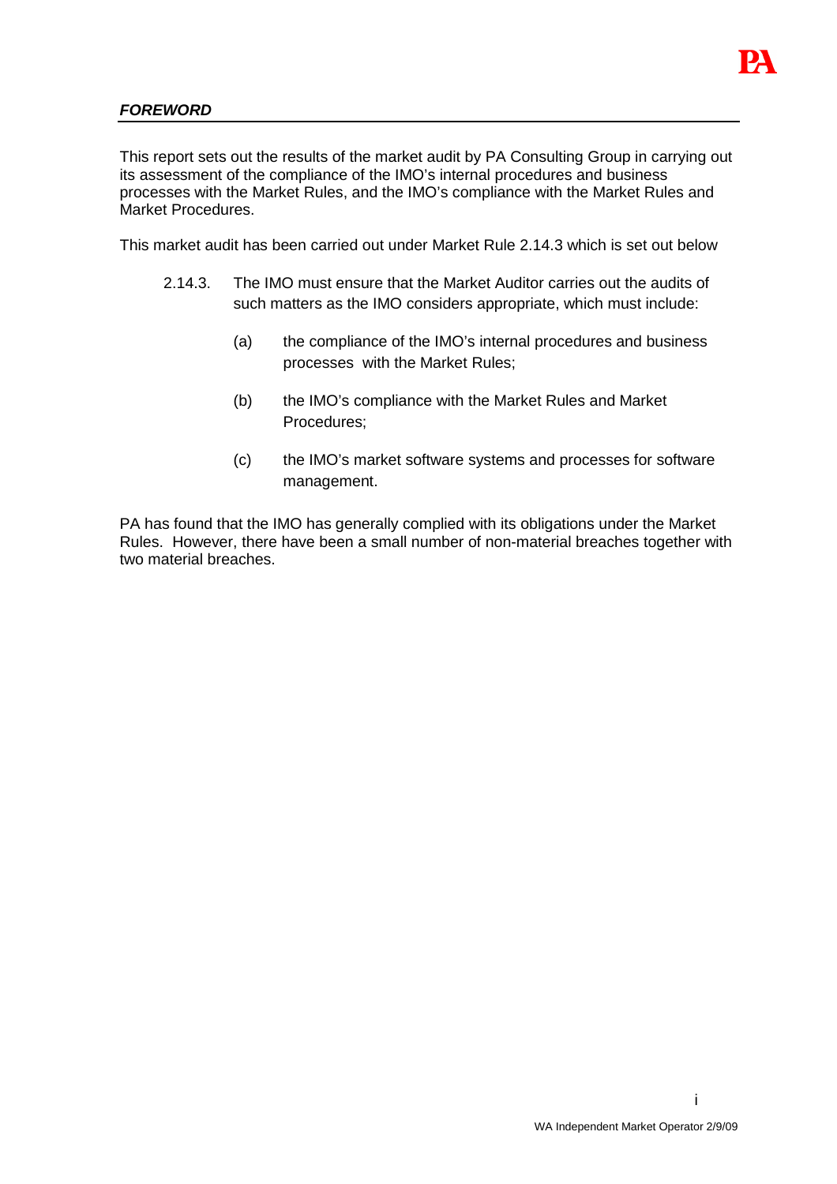## ***FOREWORD***

This report sets out the results of the market audit by PA Consulting Group in carrying out its assessment of the compliance of the IMO's internal procedures and business processes with the Market Rules, and the IMO's compliance with the Market Rules and Market Procedures.

This market audit has been carried out under Market Rule 2.14.3 which is set out below

> 2.14.3. The IMO must ensure that the Market Auditor carries out the audits of such matters as the IMO considers appropriate, which must include:
>
> (a) the compliance of the IMO's internal procedures and business processes with the Market Rules;
>
> (b) the IMO's compliance with the Market Rules and Market Procedures;
>
> (c) the IMO's market software systems and processes for software management.

PA has found that the IMO has generally complied with its obligations under the Market Rules. However, there have been a small number of non-material breaches together with two material breaches.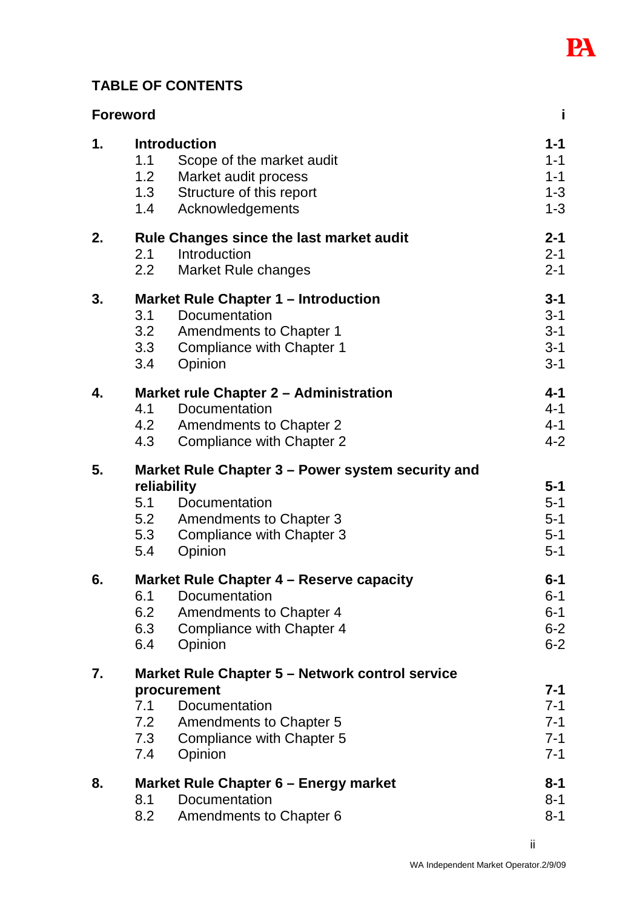## TABLE OF CONTENTS

| | | |
|---|---|---|
| **Foreword** | | **i** |
| **1.** | **Introduction** | **1-1** |
| | 1.1 Scope of the market audit | 1-1 |
| | 1.2 Market audit process | 1-1 |
| | 1.3 Structure of this report | 1-3 |
| | 1.4 Acknowledgements | 1-3 |
| **2.** | **Rule Changes since the last market audit** | **2-1** |
| | 2.1 Introduction | 2-1 |
| | 2.2 Market Rule changes | 2-1 |
| **3.** | **Market Rule Chapter 1 – Introduction** | **3-1** |
| | 3.1 Documentation | 3-1 |
| | 3.2 Amendments to Chapter 1 | 3-1 |
| | 3.3 Compliance with Chapter 1 | 3-1 |
| | 3.4 Opinion | 3-1 |
| **4.** | **Market rule Chapter 2 – Administration** | **4-1** |
| | 4.1 Documentation | 4-1 |
| | 4.2 Amendments to Chapter 2 | 4-1 |
| | 4.3 Compliance with Chapter 2 | 4-2 |
| **5.** | **Market Rule Chapter 3 – Power system security and reliability** | **5-1** |
| | 5.1 Documentation | 5-1 |
| | 5.2 Amendments to Chapter 3 | 5-1 |
| | 5.3 Compliance with Chapter 3 | 5-1 |
| | 5.4 Opinion | 5-1 |
| **6.** | **Market Rule Chapter 4 – Reserve capacity** | **6-1** |
| | 6.1 Documentation | 6-1 |
| | 6.2 Amendments to Chapter 4 | 6-1 |
| | 6.3 Compliance with Chapter 4 | 6-2 |
| | 6.4 Opinion | 6-2 |
| **7.** | **Market Rule Chapter 5 – Network control service procurement** | **7-1** |
| | 7.1 Documentation | 7-1 |
| | 7.2 Amendments to Chapter 5 | 7-1 |
| | 7.3 Compliance with Chapter 5 | 7-1 |
| | 7.4 Opinion | 7-1 |
| **8.** | **Market Rule Chapter 6 – Energy market** | **8-1** |
| | 8.1 Documentation | 8-1 |
| | 8.2 Amendments to Chapter 6 | 8-1 |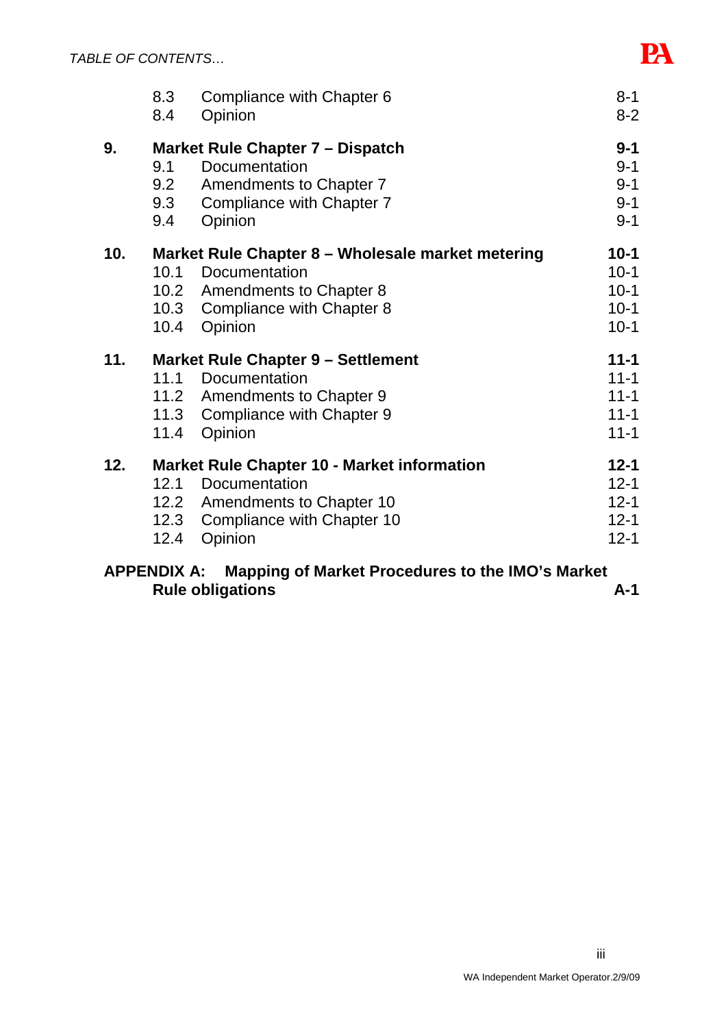| | | |
|---|---|---|
| 8.3 | Compliance with Chapter 6 | 8-1 |
| 8.4 | Opinion | 8-2 |
| **9.** | **Market Rule Chapter 7 – Dispatch** | **9-1** |
| 9.1 | Documentation | 9-1 |
| 9.2 | Amendments to Chapter 7 | 9-1 |
| 9.3 | Compliance with Chapter 7 | 9-1 |
| 9.4 | Opinion | 9-1 |
| **10.** | **Market Rule Chapter 8 – Wholesale market metering** | **10-1** |
| 10.1 | Documentation | 10-1 |
| 10.2 | Amendments to Chapter 8 | 10-1 |
| 10.3 | Compliance with Chapter 8 | 10-1 |
| 10.4 | Opinion | 10-1 |
| **11.** | **Market Rule Chapter 9 – Settlement** | **11-1** |
| 11.1 | Documentation | 11-1 |
| 11.2 | Amendments to Chapter 9 | 11-1 |
| 11.3 | Compliance with Chapter 9 | 11-1 |
| 11.4 | Opinion | 11-1 |
| **12.** | **Market Rule Chapter 10 - Market information** | **12-1** |
| 12.1 | Documentation | 12-1 |
| 12.2 | Amendments to Chapter 10 | 12-1 |
| 12.3 | Compliance with Chapter 10 | 12-1 |
| 12.4 | Opinion | 12-1 |
| **APPENDIX A:** | **Mapping of Market Procedures to the IMO's Market Rule obligations** | **A-1** |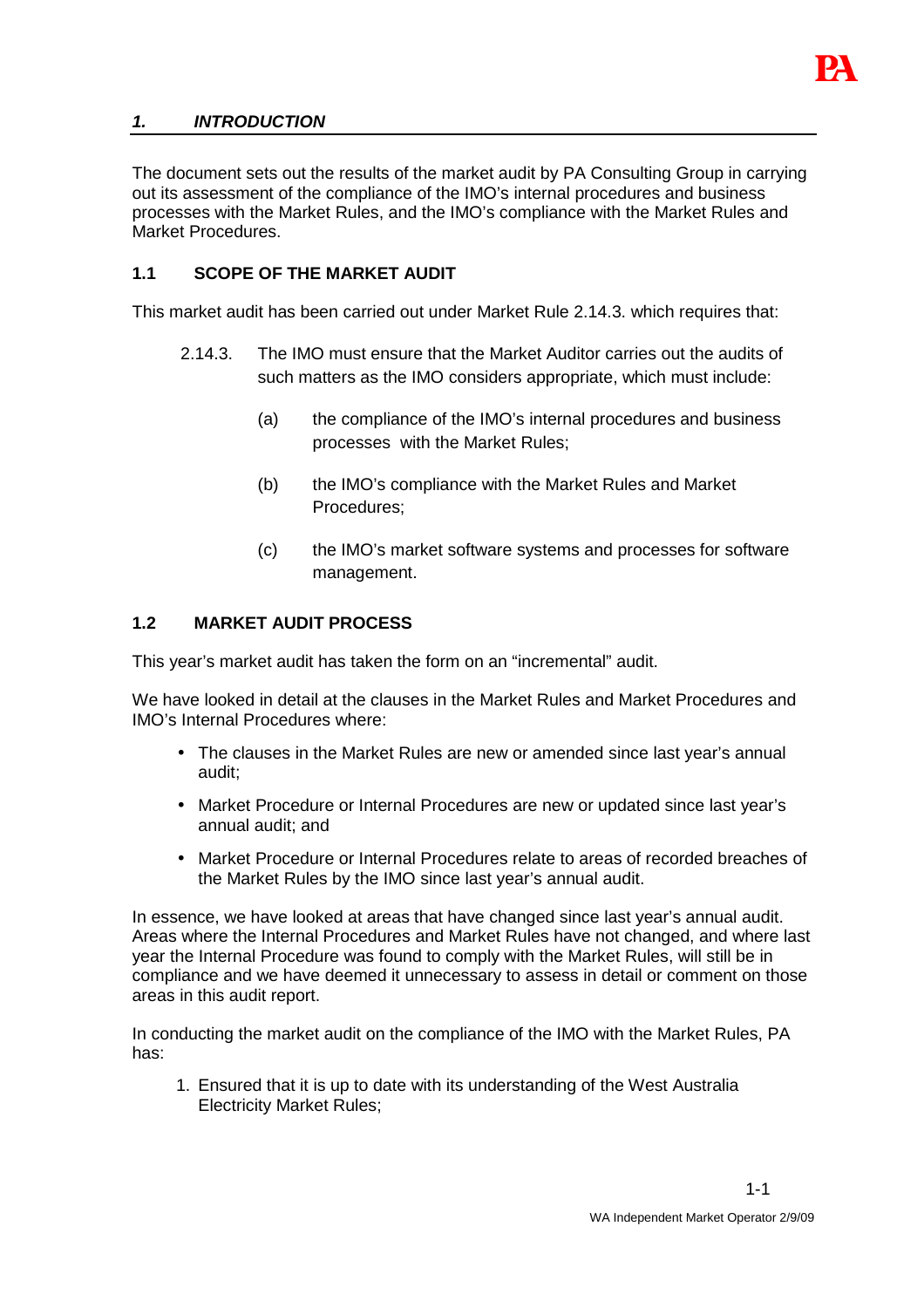## *1. INTRODUCTION*

The document sets out the results of the market audit by PA Consulting Group in carrying out its assessment of the compliance of the IMO's internal procedures and business processes with the Market Rules, and the IMO's compliance with the Market Rules and Market Procedures.

### 1.1 SCOPE OF THE MARKET AUDIT

This market audit has been carried out under Market Rule 2.14.3. which requires that:

> 2.14.3. The IMO must ensure that the Market Auditor carries out the audits of such matters as the IMO considers appropriate, which must include:
>
> (a) the compliance of the IMO's internal procedures and business processes with the Market Rules;
>
> (b) the IMO's compliance with the Market Rules and Market Procedures;
>
> (c) the IMO's market software systems and processes for software management.

### 1.2 MARKET AUDIT PROCESS

This year's market audit has taken the form on an "incremental" audit.

We have looked in detail at the clauses in the Market Rules and Market Procedures and IMO's Internal Procedures where:

- The clauses in the Market Rules are new or amended since last year's annual audit;
- Market Procedure or Internal Procedures are new or updated since last year's annual audit; and
- Market Procedure or Internal Procedures relate to areas of recorded breaches of the Market Rules by the IMO since last year's annual audit.

In essence, we have looked at areas that have changed since last year's annual audit. Areas where the Internal Procedures and Market Rules have not changed, and where last year the Internal Procedure was found to comply with the Market Rules, will still be in compliance and we have deemed it unnecessary to assess in detail or comment on those areas in this audit report.

In conducting the market audit on the compliance of the IMO with the Market Rules, PA has:

1. Ensured that it is up to date with its understanding of the West Australia Electricity Market Rules;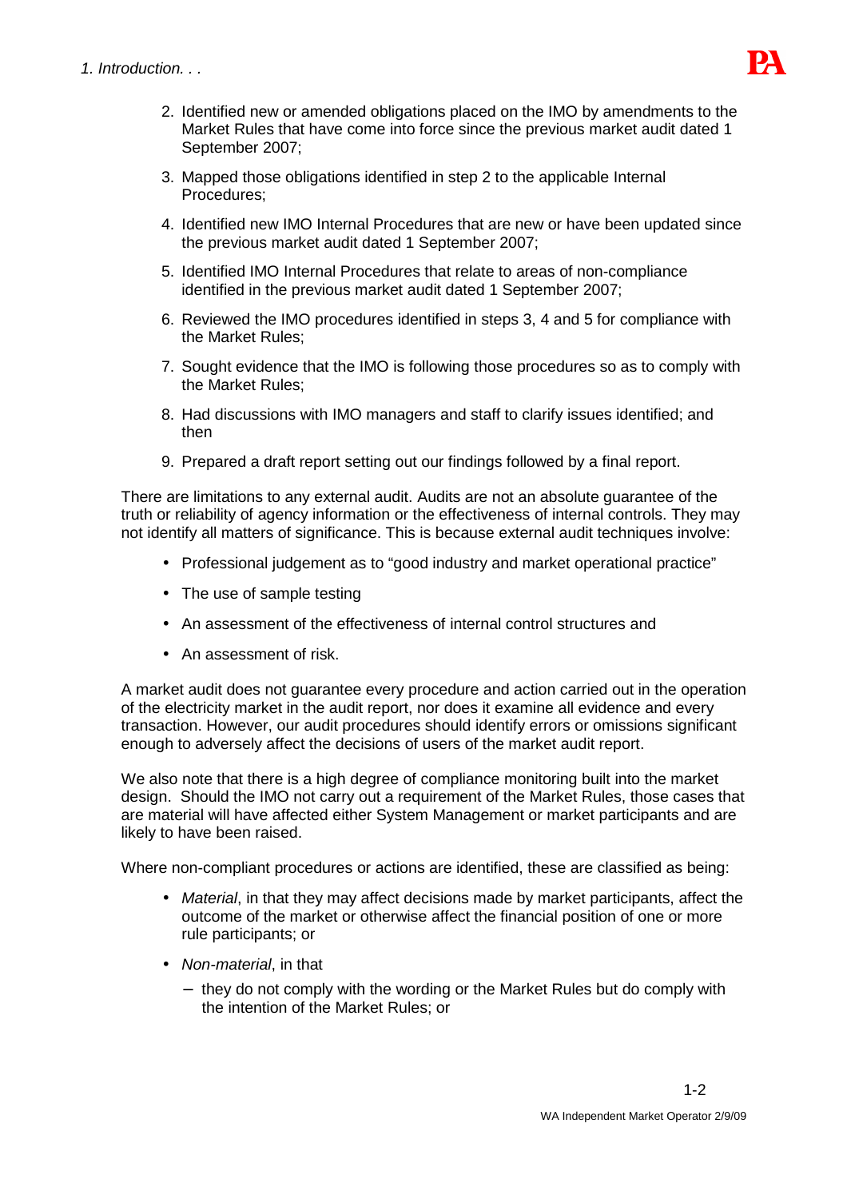2. Identified new or amended obligations placed on the IMO by amendments to the Market Rules that have come into force since the previous market audit dated 1 September 2007;
3. Mapped those obligations identified in step 2 to the applicable Internal Procedures;
4. Identified new IMO Internal Procedures that are new or have been updated since the previous market audit dated 1 September 2007;
5. Identified IMO Internal Procedures that relate to areas of non-compliance identified in the previous market audit dated 1 September 2007;
6. Reviewed the IMO procedures identified in steps 3, 4 and 5 for compliance with the Market Rules;
7. Sought evidence that the IMO is following those procedures so as to comply with the Market Rules;
8. Had discussions with IMO managers and staff to clarify issues identified; and then
9. Prepared a draft report setting out our findings followed by a final report.

There are limitations to any external audit. Audits are not an absolute guarantee of the truth or reliability of agency information or the effectiveness of internal controls. They may not identify all matters of significance. This is because external audit techniques involve:

- Professional judgement as to “good industry and market operational practice”
- The use of sample testing
- An assessment of the effectiveness of internal control structures and
- An assessment of risk.

A market audit does not guarantee every procedure and action carried out in the operation of the electricity market in the audit report, nor does it examine all evidence and every transaction. However, our audit procedures should identify errors or omissions significant enough to adversely affect the decisions of users of the market audit report.

We also note that there is a high degree of compliance monitoring built into the market design. Should the IMO not carry out a requirement of the Market Rules, those cases that are material will have affected either System Management or market participants and are likely to have been raised.

Where non-compliant procedures or actions are identified, these are classified as being:

- *Material*, in that they may affect decisions made by market participants, affect the outcome of the market or otherwise affect the financial position of one or more rule participants; or
- *Non-material*, in that
  - they do not comply with the wording or the Market Rules but do comply with the intention of the Market Rules; or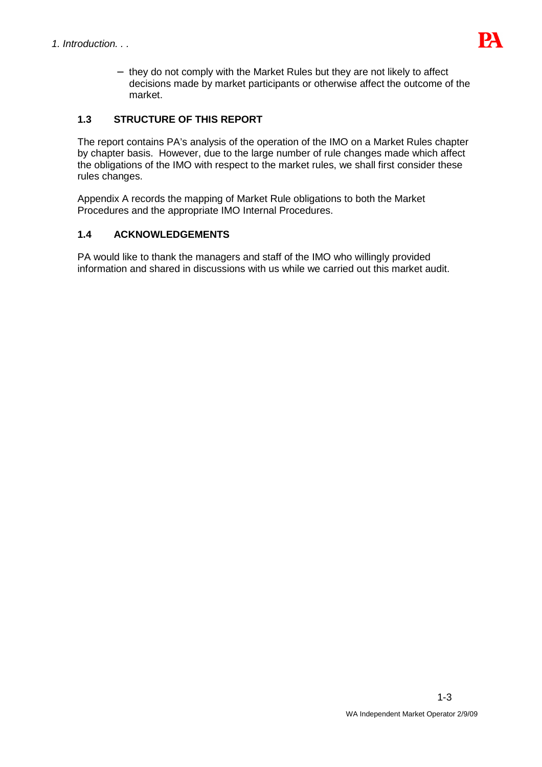- they do not comply with the Market Rules but they are not likely to affect decisions made by market participants or otherwise affect the outcome of the market.

## 1.3 STRUCTURE OF THIS REPORT

The report contains PA's analysis of the operation of the IMO on a Market Rules chapter by chapter basis. However, due to the large number of rule changes made which affect the obligations of the IMO with respect to the market rules, we shall first consider these rules changes.

Appendix A records the mapping of Market Rule obligations to both the Market Procedures and the appropriate IMO Internal Procedures.

## 1.4 ACKNOWLEDGEMENTS

PA would like to thank the managers and staff of the IMO who willingly provided information and shared in discussions with us while we carried out this market audit.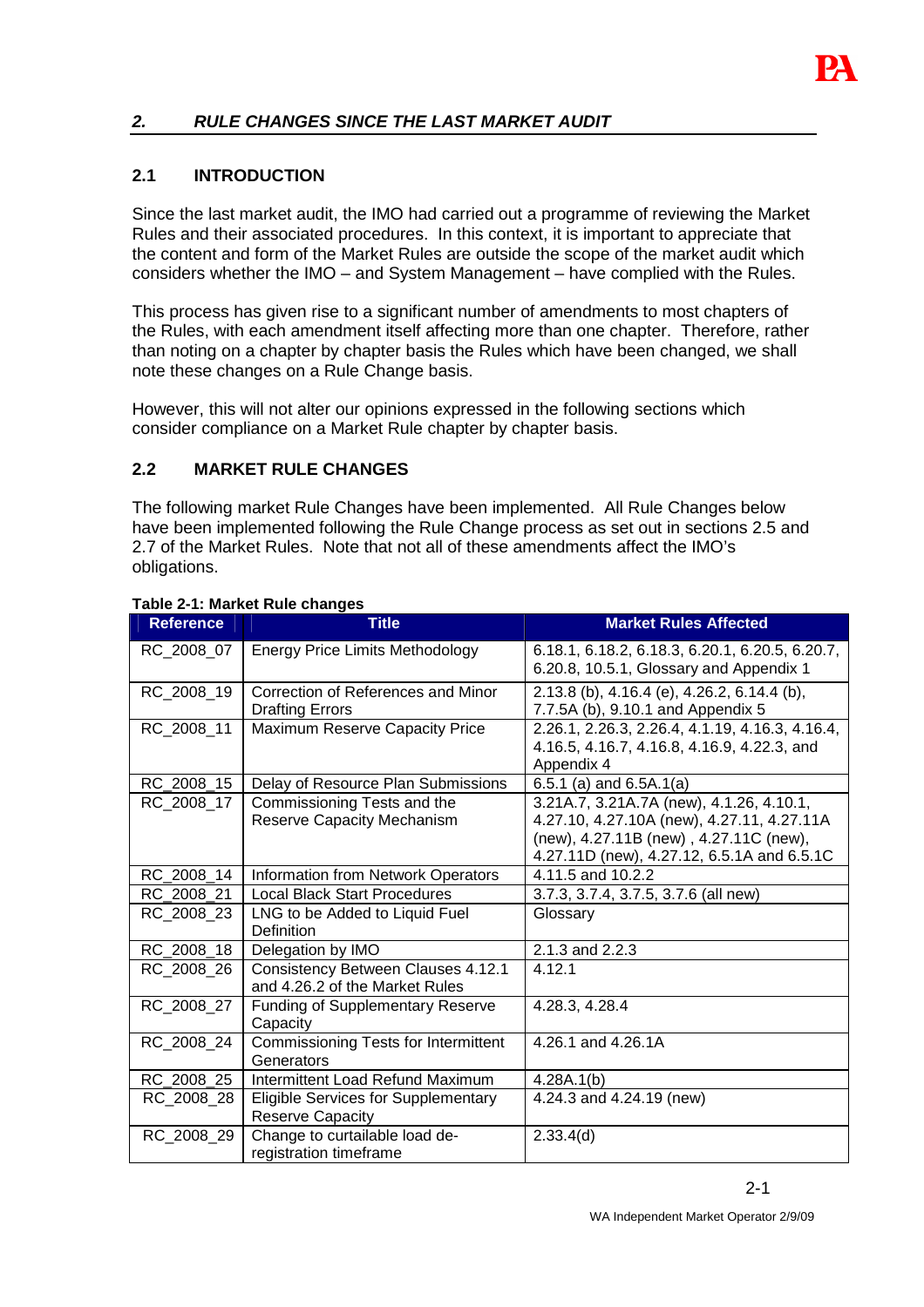## *2. RULE CHANGES SINCE THE LAST MARKET AUDIT*

### 2.1 INTRODUCTION

Since the last market audit, the IMO had carried out a programme of reviewing the Market Rules and their associated procedures. In this context, it is important to appreciate that the content and form of the Market Rules are outside the scope of the market audit which considers whether the IMO – and System Management – have complied with the Rules.

This process has given rise to a significant number of amendments to most chapters of the Rules, with each amendment itself affecting more than one chapter. Therefore, rather than noting on a chapter by chapter basis the Rules which have been changed, we shall note these changes on a Rule Change basis.

However, this will not alter our opinions expressed in the following sections which consider compliance on a Market Rule chapter by chapter basis.

### 2.2 MARKET RULE CHANGES

The following market Rule Changes have been implemented. All Rule Changes below have been implemented following the Rule Change process as set out in sections 2.5 and 2.7 of the Market Rules. Note that not all of these amendments affect the IMO's obligations.

**Table 2-1: Market Rule changes**

| Reference | Title | Market Rules Affected |
|---|---|---|
| RC_2008_07 | Energy Price Limits Methodology | 6.18.1, 6.18.2, 6.18.3, 6.20.1, 6.20.5, 6.20.7, 6.20.8, 10.5.1, Glossary and Appendix 1 |
| RC_2008_19 | Correction of References and Minor Drafting Errors | 2.13.8 (b), 4.16.4 (e), 4.26.2, 6.14.4 (b), 7.7.5A (b), 9.10.1 and Appendix 5 |
| RC_2008_11 | Maximum Reserve Capacity Price | 2.26.1, 2.26.3, 2.26.4, 4.1.19, 4.16.3, 4.16.4, 4.16.5, 4.16.7, 4.16.8, 4.16.9, 4.22.3, and Appendix 4 |
| RC_2008_15 | Delay of Resource Plan Submissions | 6.5.1 (a) and 6.5A.1(a) |
| RC_2008_17 | Commissioning Tests and the Reserve Capacity Mechanism | 3.21A.7, 3.21A.7A (new), 4.1.26, 4.10.1, 4.27.10, 4.27.10A (new), 4.27.11, 4.27.11A (new), 4.27.11B (new) , 4.27.11C (new), 4.27.11D (new), 4.27.12, 6.5.1A and 6.5.1C |
| RC_2008_14 | Information from Network Operators | 4.11.5 and 10.2.2 |
| RC_2008_21 | Local Black Start Procedures | 3.7.3, 3.7.4, 3.7.5, 3.7.6 (all new) |
| RC_2008_23 | LNG to be Added to Liquid Fuel Definition | Glossary |
| RC_2008_18 | Delegation by IMO | 2.1.3 and 2.2.3 |
| RC_2008_26 | Consistency Between Clauses 4.12.1 and 4.26.2 of the Market Rules | 4.12.1 |
| RC_2008_27 | Funding of Supplementary Reserve Capacity | 4.28.3, 4.28.4 |
| RC_2008_24 | Commissioning Tests for Intermittent Generators | 4.26.1 and 4.26.1A |
| RC_2008_25 | Intermittent Load Refund Maximum | 4.28A.1(b) |
| RC_2008_28 | Eligible Services for Supplementary Reserve Capacity | 4.24.3 and 4.24.19 (new) |
| RC_2008_29 | Change to curtailable load de-registration timeframe | 2.33.4(d) |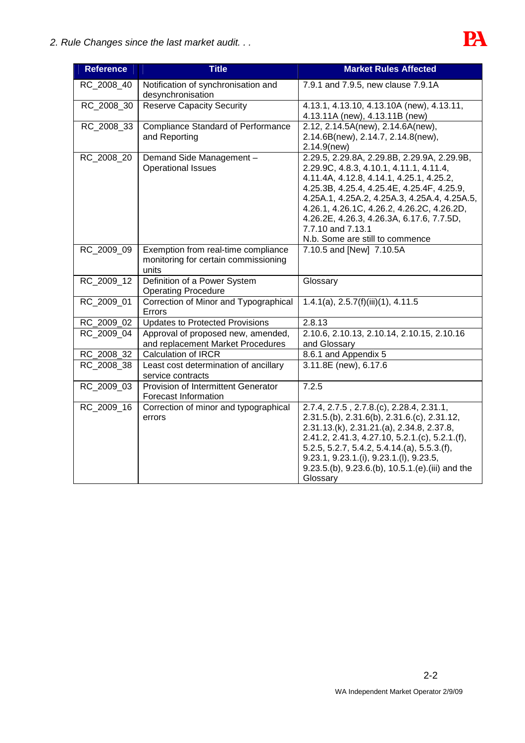| Reference | Title | Market Rules Affected |
|---|---|---|
| RC_2008_40 | Notification of synchronisation and desynchronisation | 7.9.1 and 7.9.5, new clause 7.9.1A |
| RC_2008_30 | Reserve Capacity Security | 4.13.1, 4.13.10, 4.13.10A (new), 4.13.11, 4.13.11A (new), 4.13.11B (new) |
| RC_2008_33 | Compliance Standard of Performance and Reporting | 2.12, 2.14.5A(new), 2.14.6A(new), 2.14.6B(new), 2.14.7, 2.14.8(new), 2.14.9(new) |
| RC_2008_20 | Demand Side Management – Operational Issues | 2.29.5, 2.29.8A, 2.29.8B, 2.29.9A, 2.29.9B, 2.29.9C, 4.8.3, 4.10.1, 4.11.1, 4.11.4, 4.11.4A, 4.12.8, 4.14.1, 4.25.1, 4.25.2, 4.25.3B, 4.25.4, 4.25.4E, 4.25.4F, 4.25.9, 4.25A.1, 4.25A.2, 4.25A.3, 4.25A.4, 4.25A.5, 4.26.1, 4.26.1C, 4.26.2, 4.26.2C, 4.26.2D, 4.26.2E, 4.26.3, 4.26.3A, 6.17.6, 7.7.5D, 7.7.10 and 7.13.1<br>N.b. Some are still to commence |
| RC_2009_09 | Exemption from real-time compliance monitoring for certain commissioning units | 7.10.5 and [New] 7.10.5A |
| RC_2009_12 | Definition of a Power System Operating Procedure | Glossary |
| RC_2009_01 | Correction of Minor and Typographical Errors | 1.4.1(a), 2.5.7(f)(iii)(1), 4.11.5 |
| RC_2009_02 | Updates to Protected Provisions | 2.8.13 |
| RC_2009_04 | Approval of proposed new, amended, and replacement Market Procedures | 2.10.6, 2.10.13, 2.10.14, 2.10.15, 2.10.16 and Glossary |
| RC_2008_32 | Calculation of IRCR | 8.6.1 and Appendix 5 |
| RC_2008_38 | Least cost determination of ancillary service contracts | 3.11.8E (new), 6.17.6 |
| RC_2009_03 | Provision of Intermittent Generator Forecast Information | 7.2.5 |
| RC_2009_16 | Correction of minor and typographical errors | 2.7.4, 2.7.5 , 2.7.8.(c), 2.28.4, 2.31.1, 2.31.5.(b), 2.31.6(b), 2.31.6.(c), 2.31.12, 2.31.13.(k), 2.31.21.(a), 2.34.8, 2.37.8, 2.41.2, 2.41.3, 4.27.10, 5.2.1.(c), 5.2.1.(f), 5.2.5, 5.2.7, 5.4.2, 5.4.14.(a), 5.5.3.(f), 9.23.1, 9.23.1.(i), 9.23.1.(l), 9.23.5, 9.23.5.(b), 9.23.6.(b), 10.5.1.(e).(iii) and the Glossary |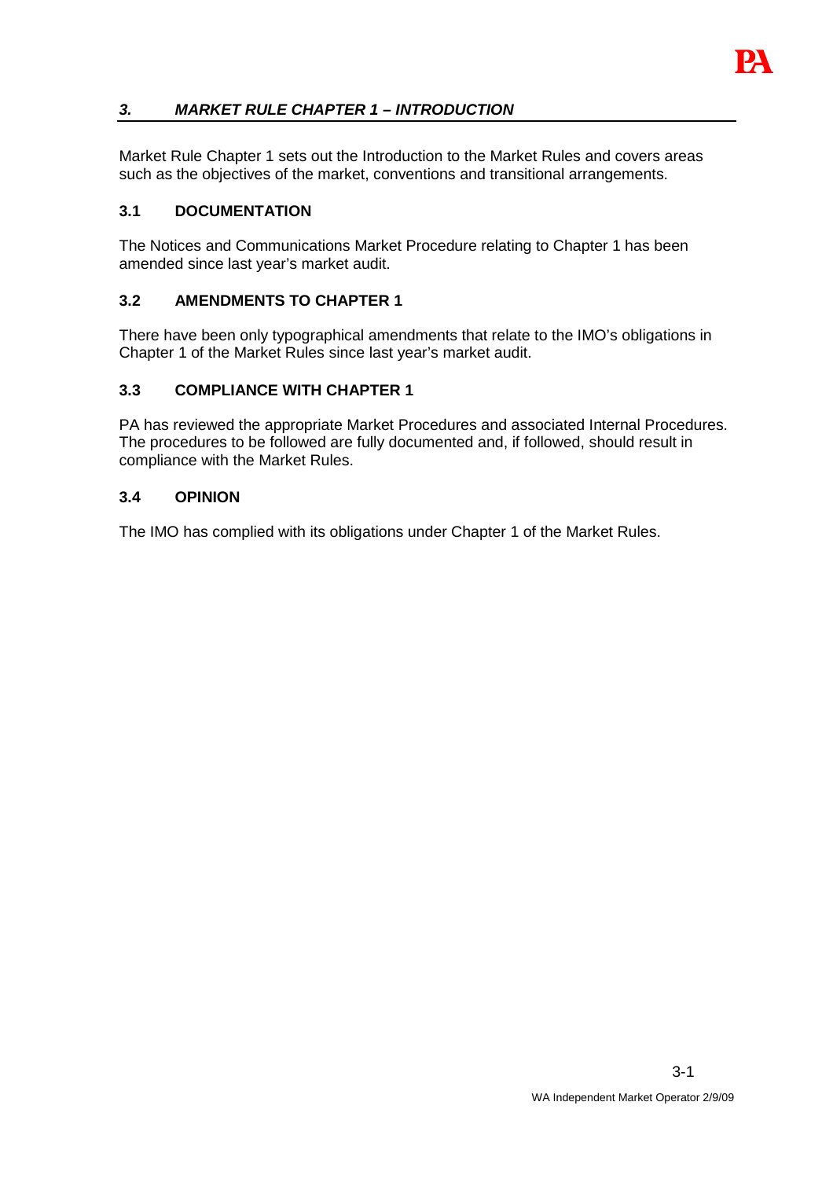## *3. MARKET RULE CHAPTER 1 – INTRODUCTION*

Market Rule Chapter 1 sets out the Introduction to the Market Rules and covers areas such as the objectives of the market, conventions and transitional arrangements.

### 3.1 DOCUMENTATION

The Notices and Communications Market Procedure relating to Chapter 1 has been amended since last year's market audit.

### 3.2 AMENDMENTS TO CHAPTER 1

There have been only typographical amendments that relate to the IMO's obligations in Chapter 1 of the Market Rules since last year's market audit.

### 3.3 COMPLIANCE WITH CHAPTER 1

PA has reviewed the appropriate Market Procedures and associated Internal Procedures. The procedures to be followed are fully documented and, if followed, should result in compliance with the Market Rules.

### 3.4 OPINION

The IMO has complied with its obligations under Chapter 1 of the Market Rules.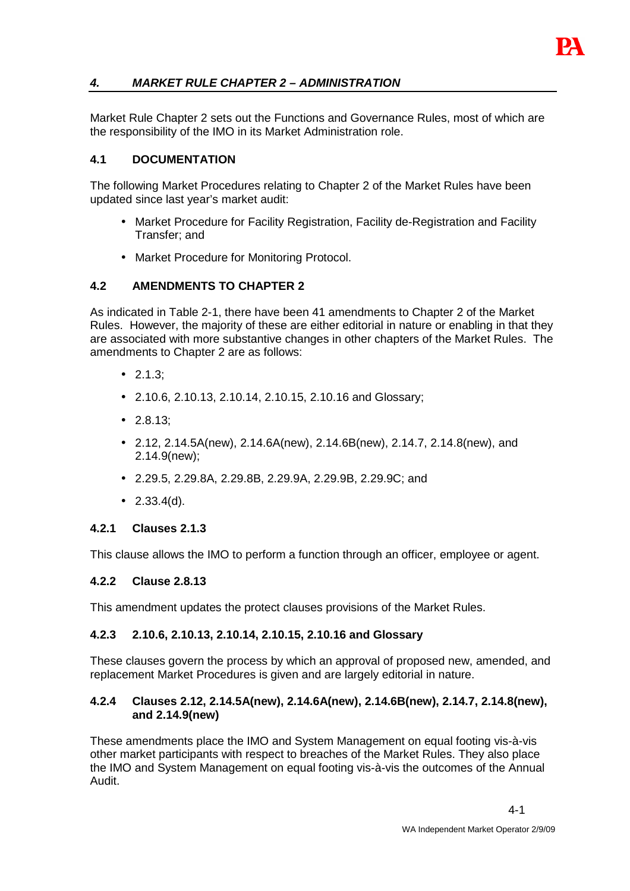## *4. MARKET RULE CHAPTER 2 – ADMINISTRATION*

Market Rule Chapter 2 sets out the Functions and Governance Rules, most of which are the responsibility of the IMO in its Market Administration role.

### 4.1 DOCUMENTATION

The following Market Procedures relating to Chapter 2 of the Market Rules have been updated since last year's market audit:

- Market Procedure for Facility Registration, Facility de-Registration and Facility Transfer; and
- Market Procedure for Monitoring Protocol.

### 4.2 AMENDMENTS TO CHAPTER 2

As indicated in Table 2-1, there have been 41 amendments to Chapter 2 of the Market Rules. However, the majority of these are either editorial in nature or enabling in that they are associated with more substantive changes in other chapters of the Market Rules. The amendments to Chapter 2 are as follows:

- 2.1.3;
- 2.10.6, 2.10.13, 2.10.14, 2.10.15, 2.10.16 and Glossary;
- 2.8.13;
- 2.12, 2.14.5A(new), 2.14.6A(new), 2.14.6B(new), 2.14.7, 2.14.8(new), and 2.14.9(new);
- 2.29.5, 2.29.8A, 2.29.8B, 2.29.9A, 2.29.9B, 2.29.9C; and
- 2.33.4(d).

#### 4.2.1 Clauses 2.1.3

This clause allows the IMO to perform a function through an officer, employee or agent.

#### 4.2.2 Clause 2.8.13

This amendment updates the protect clauses provisions of the Market Rules.

#### 4.2.3 2.10.6, 2.10.13, 2.10.14, 2.10.15, 2.10.16 and Glossary

These clauses govern the process by which an approval of proposed new, amended, and replacement Market Procedures is given and are largely editorial in nature.

#### 4.2.4 Clauses 2.12, 2.14.5A(new), 2.14.6A(new), 2.14.6B(new), 2.14.7, 2.14.8(new), and 2.14.9(new)

These amendments place the IMO and System Management on equal footing vis-à-vis other market participants with respect to breaches of the Market Rules. They also place the IMO and System Management on equal footing vis-à-vis the outcomes of the Annual Audit.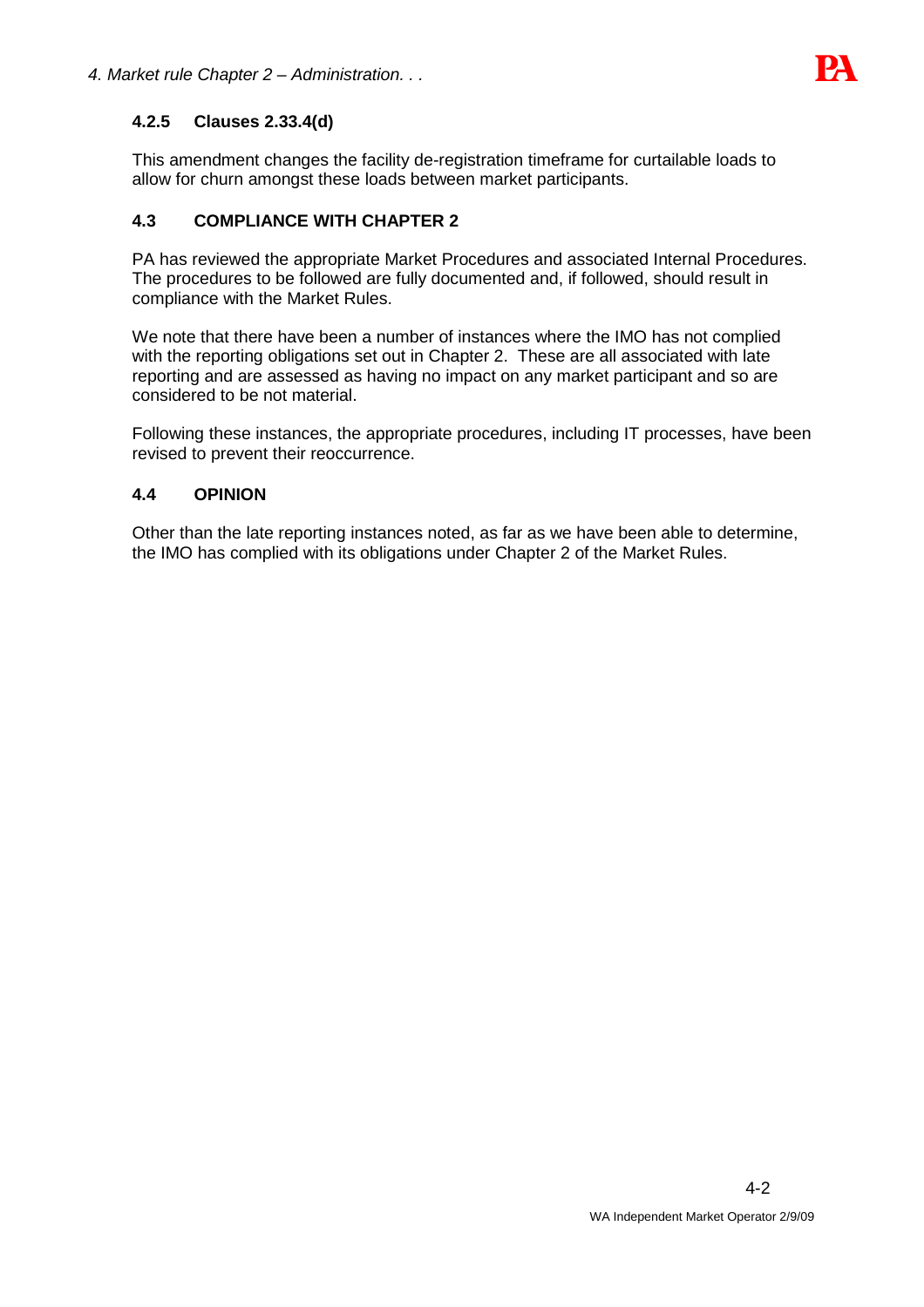### 4.2.5 Clauses 2.33.4(d)

This amendment changes the facility de-registration timeframe for curtailable loads to allow for churn amongst these loads between market participants.

## 4.3 COMPLIANCE WITH CHAPTER 2

PA has reviewed the appropriate Market Procedures and associated Internal Procedures. The procedures to be followed are fully documented and, if followed, should result in compliance with the Market Rules.

We note that there have been a number of instances where the IMO has not complied with the reporting obligations set out in Chapter 2. These are all associated with late reporting and are assessed as having no impact on any market participant and so are considered to be not material.

Following these instances, the appropriate procedures, including IT processes, have been revised to prevent their reoccurrence.

## 4.4 OPINION

Other than the late reporting instances noted, as far as we have been able to determine, the IMO has complied with its obligations under Chapter 2 of the Market Rules.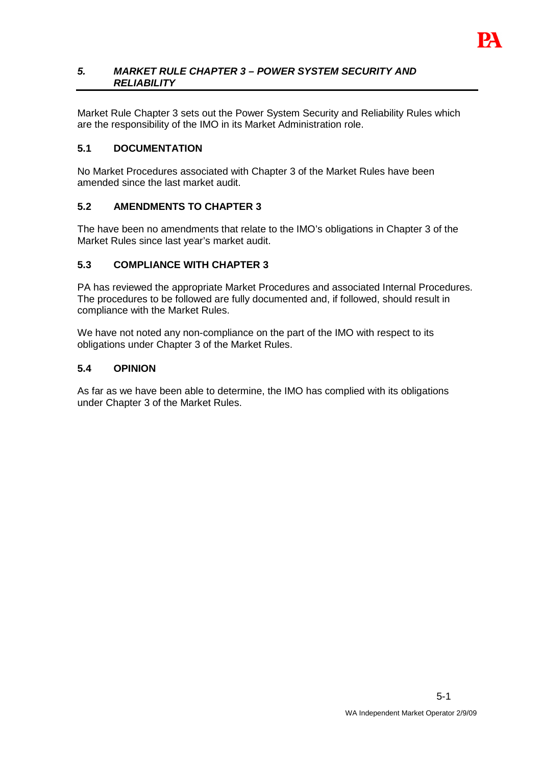## *5. MARKET RULE CHAPTER 3 – POWER SYSTEM SECURITY AND RELIABILITY*

Market Rule Chapter 3 sets out the Power System Security and Reliability Rules which are the responsibility of the IMO in its Market Administration role.

### 5.1 DOCUMENTATION

No Market Procedures associated with Chapter 3 of the Market Rules have been amended since the last market audit.

### 5.2 AMENDMENTS TO CHAPTER 3

The have been no amendments that relate to the IMO's obligations in Chapter 3 of the Market Rules since last year's market audit.

### 5.3 COMPLIANCE WITH CHAPTER 3

PA has reviewed the appropriate Market Procedures and associated Internal Procedures. The procedures to be followed are fully documented and, if followed, should result in compliance with the Market Rules.

We have not noted any non-compliance on the part of the IMO with respect to its obligations under Chapter 3 of the Market Rules.

### 5.4 OPINION

As far as we have been able to determine, the IMO has complied with its obligations under Chapter 3 of the Market Rules.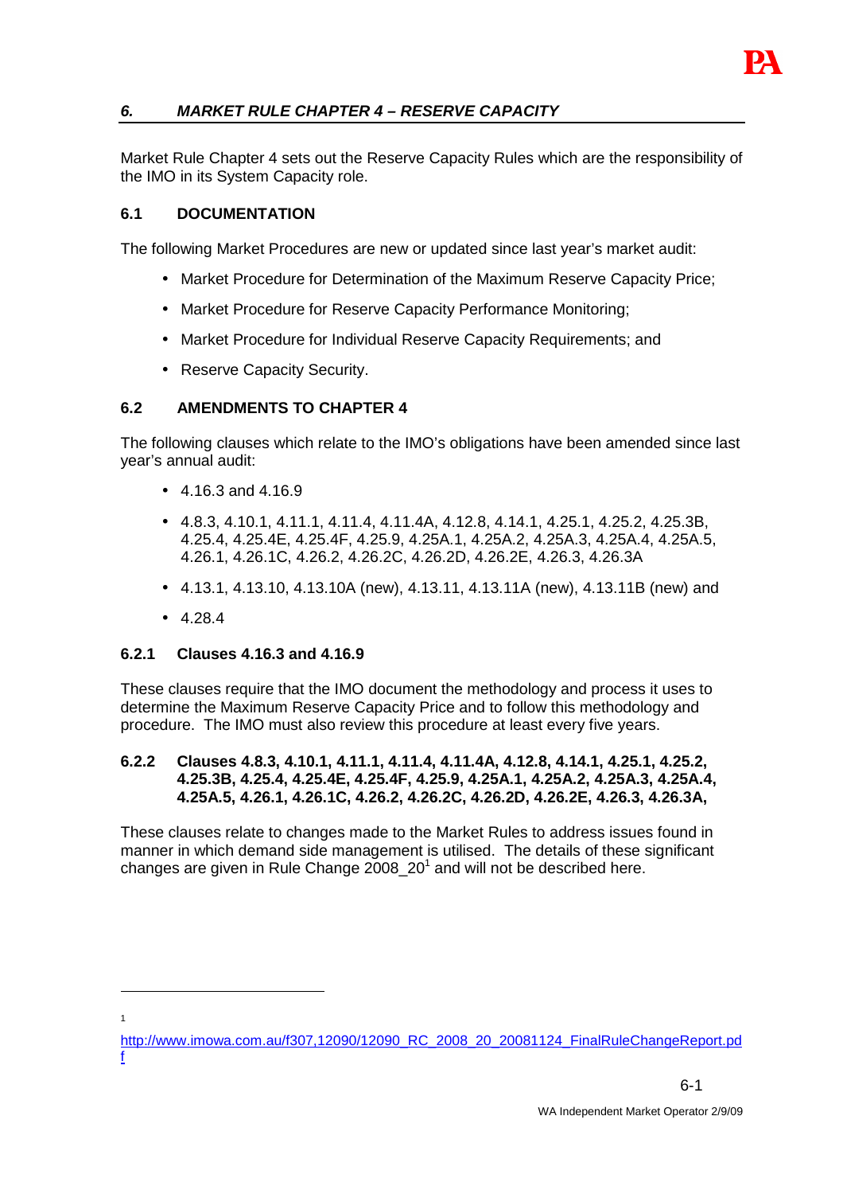## *6. MARKET RULE CHAPTER 4 – RESERVE CAPACITY*

Market Rule Chapter 4 sets out the Reserve Capacity Rules which are the responsibility of the IMO in its System Capacity role.

### 6.1 DOCUMENTATION

The following Market Procedures are new or updated since last year's market audit:

- Market Procedure for Determination of the Maximum Reserve Capacity Price;
- Market Procedure for Reserve Capacity Performance Monitoring;
- Market Procedure for Individual Reserve Capacity Requirements; and
- Reserve Capacity Security.

### 6.2 AMENDMENTS TO CHAPTER 4

The following clauses which relate to the IMO's obligations have been amended since last year's annual audit:

- 4.16.3 and 4.16.9
- 4.8.3, 4.10.1, 4.11.1, 4.11.4, 4.11.4A, 4.12.8, 4.14.1, 4.25.1, 4.25.2, 4.25.3B, 4.25.4, 4.25.4E, 4.25.4F, 4.25.9, 4.25A.1, 4.25A.2, 4.25A.3, 4.25A.4, 4.25A.5, 4.26.1, 4.26.1C, 4.26.2, 4.26.2C, 4.26.2D, 4.26.2E, 4.26.3, 4.26.3A
- 4.13.1, 4.13.10, 4.13.10A (new), 4.13.11, 4.13.11A (new), 4.13.11B (new) and
- 4.28.4

#### 6.2.1 Clauses 4.16.3 and 4.16.9

These clauses require that the IMO document the methodology and process it uses to determine the Maximum Reserve Capacity Price and to follow this methodology and procedure. The IMO must also review this procedure at least every five years.

#### 6.2.2 Clauses 4.8.3, 4.10.1, 4.11.1, 4.11.4, 4.11.4A, 4.12.8, 4.14.1, 4.25.1, 4.25.2, 4.25.3B, 4.25.4, 4.25.4E, 4.25.4F, 4.25.9, 4.25A.1, 4.25A.2, 4.25A.3, 4.25A.4, 4.25A.5, 4.26.1, 4.26.1C, 4.26.2, 4.26.2C, 4.26.2D, 4.26.2E, 4.26.3, 4.26.3A,

These clauses relate to changes made to the Market Rules to address issues found in manner in which demand side management is utilised. The details of these significant changes are given in Rule Change 2008_20[1] and will not be described here.

---

[1] http://www.imowa.com.au/f307,12090/12090_RC_2008_20_20081124_FinalRuleChangeReport.pdf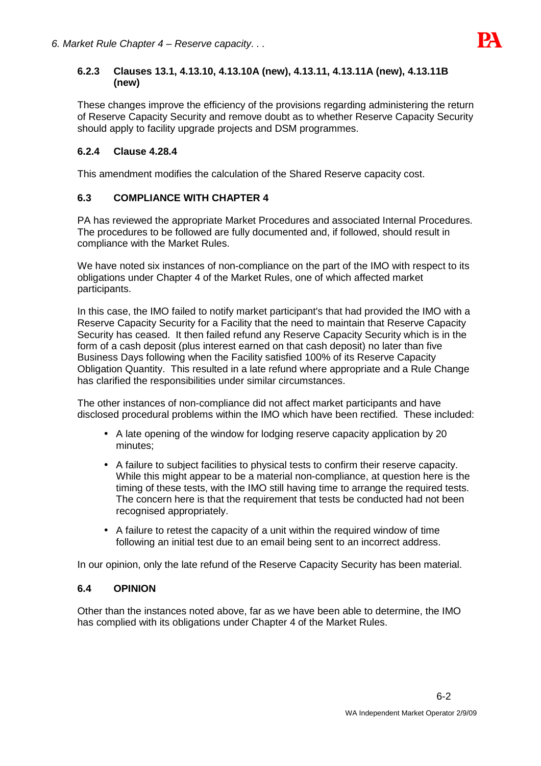### 6.2.3 Clauses 13.1, 4.13.10, 4.13.10A (new), 4.13.11, 4.13.11A (new), 4.13.11B (new)

These changes improve the efficiency of the provisions regarding administering the return of Reserve Capacity Security and remove doubt as to whether Reserve Capacity Security should apply to facility upgrade projects and DSM programmes.

### 6.2.4 Clause 4.28.4

This amendment modifies the calculation of the Shared Reserve capacity cost.

## 6.3 COMPLIANCE WITH CHAPTER 4

PA has reviewed the appropriate Market Procedures and associated Internal Procedures. The procedures to be followed are fully documented and, if followed, should result in compliance with the Market Rules.

We have noted six instances of non-compliance on the part of the IMO with respect to its obligations under Chapter 4 of the Market Rules, one of which affected market participants.

In this case, the IMO failed to notify market participant's that had provided the IMO with a Reserve Capacity Security for a Facility that the need to maintain that Reserve Capacity Security has ceased. It then failed refund any Reserve Capacity Security which is in the form of a cash deposit (plus interest earned on that cash deposit) no later than five Business Days following when the Facility satisfied 100% of its Reserve Capacity Obligation Quantity. This resulted in a late refund where appropriate and a Rule Change has clarified the responsibilities under similar circumstances.

The other instances of non-compliance did not affect market participants and have disclosed procedural problems within the IMO which have been rectified. These included:

- A late opening of the window for lodging reserve capacity application by 20 minutes;
- A failure to subject facilities to physical tests to confirm their reserve capacity. While this might appear to be a material non-compliance, at question here is the timing of these tests, with the IMO still having time to arrange the required tests. The concern here is that the requirement that tests be conducted had not been recognised appropriately.
- A failure to retest the capacity of a unit within the required window of time following an initial test due to an email being sent to an incorrect address.

In our opinion, only the late refund of the Reserve Capacity Security has been material.

## 6.4 OPINION

Other than the instances noted above, far as we have been able to determine, the IMO has complied with its obligations under Chapter 4 of the Market Rules.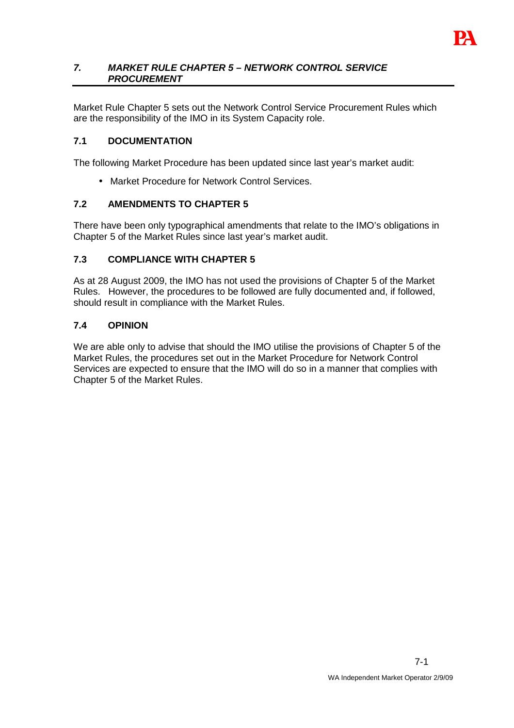## *7. MARKET RULE CHAPTER 5 – NETWORK CONTROL SERVICE PROCUREMENT*

Market Rule Chapter 5 sets out the Network Control Service Procurement Rules which are the responsibility of the IMO in its System Capacity role.

### 7.1 DOCUMENTATION

The following Market Procedure has been updated since last year's market audit:

- Market Procedure for Network Control Services.

### 7.2 AMENDMENTS TO CHAPTER 5

There have been only typographical amendments that relate to the IMO's obligations in Chapter 5 of the Market Rules since last year's market audit.

### 7.3 COMPLIANCE WITH CHAPTER 5

As at 28 August 2009, the IMO has not used the provisions of Chapter 5 of the Market Rules. However, the procedures to be followed are fully documented and, if followed, should result in compliance with the Market Rules.

### 7.4 OPINION

We are able only to advise that should the IMO utilise the provisions of Chapter 5 of the Market Rules, the procedures set out in the Market Procedure for Network Control Services are expected to ensure that the IMO will do so in a manner that complies with Chapter 5 of the Market Rules.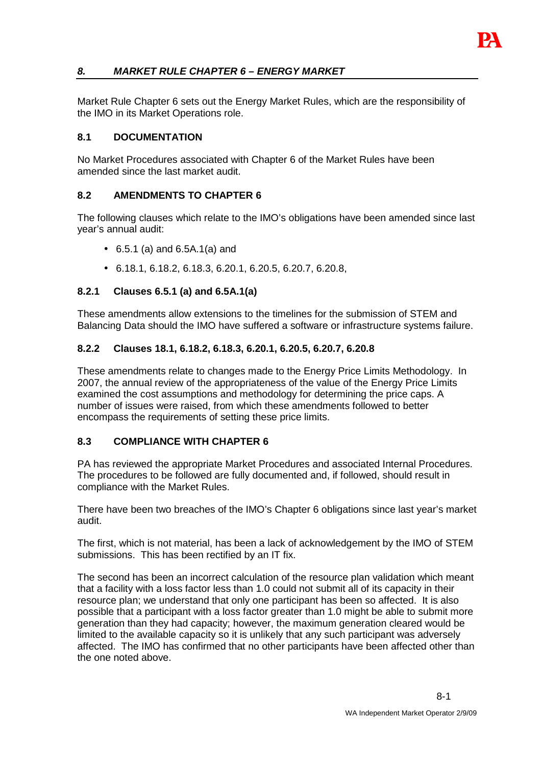## *8. MARKET RULE CHAPTER 6 – ENERGY MARKET*

Market Rule Chapter 6 sets out the Energy Market Rules, which are the responsibility of the IMO in its Market Operations role.

### 8.1 DOCUMENTATION

No Market Procedures associated with Chapter 6 of the Market Rules have been amended since the last market audit.

### 8.2 AMENDMENTS TO CHAPTER 6

The following clauses which relate to the IMO's obligations have been amended since last year's annual audit:

- 6.5.1 (a) and 6.5A.1(a) and
- 6.18.1, 6.18.2, 6.18.3, 6.20.1, 6.20.5, 6.20.7, 6.20.8,

#### 8.2.1 Clauses 6.5.1 (a) and 6.5A.1(a)

These amendments allow extensions to the timelines for the submission of STEM and Balancing Data should the IMO have suffered a software or infrastructure systems failure.

#### 8.2.2 Clauses 18.1, 6.18.2, 6.18.3, 6.20.1, 6.20.5, 6.20.7, 6.20.8

These amendments relate to changes made to the Energy Price Limits Methodology. In 2007, the annual review of the appropriateness of the value of the Energy Price Limits examined the cost assumptions and methodology for determining the price caps. A number of issues were raised, from which these amendments followed to better encompass the requirements of setting these price limits.

### 8.3 COMPLIANCE WITH CHAPTER 6

PA has reviewed the appropriate Market Procedures and associated Internal Procedures. The procedures to be followed are fully documented and, if followed, should result in compliance with the Market Rules.

There have been two breaches of the IMO's Chapter 6 obligations since last year's market audit.

The first, which is not material, has been a lack of acknowledgement by the IMO of STEM submissions. This has been rectified by an IT fix.

The second has been an incorrect calculation of the resource plan validation which meant that a facility with a loss factor less than 1.0 could not submit all of its capacity in their resource plan; we understand that only one participant has been so affected. It is also possible that a participant with a loss factor greater than 1.0 might be able to submit more generation than they had capacity; however, the maximum generation cleared would be limited to the available capacity so it is unlikely that any such participant was adversely affected. The IMO has confirmed that no other participants have been affected other than the one noted above.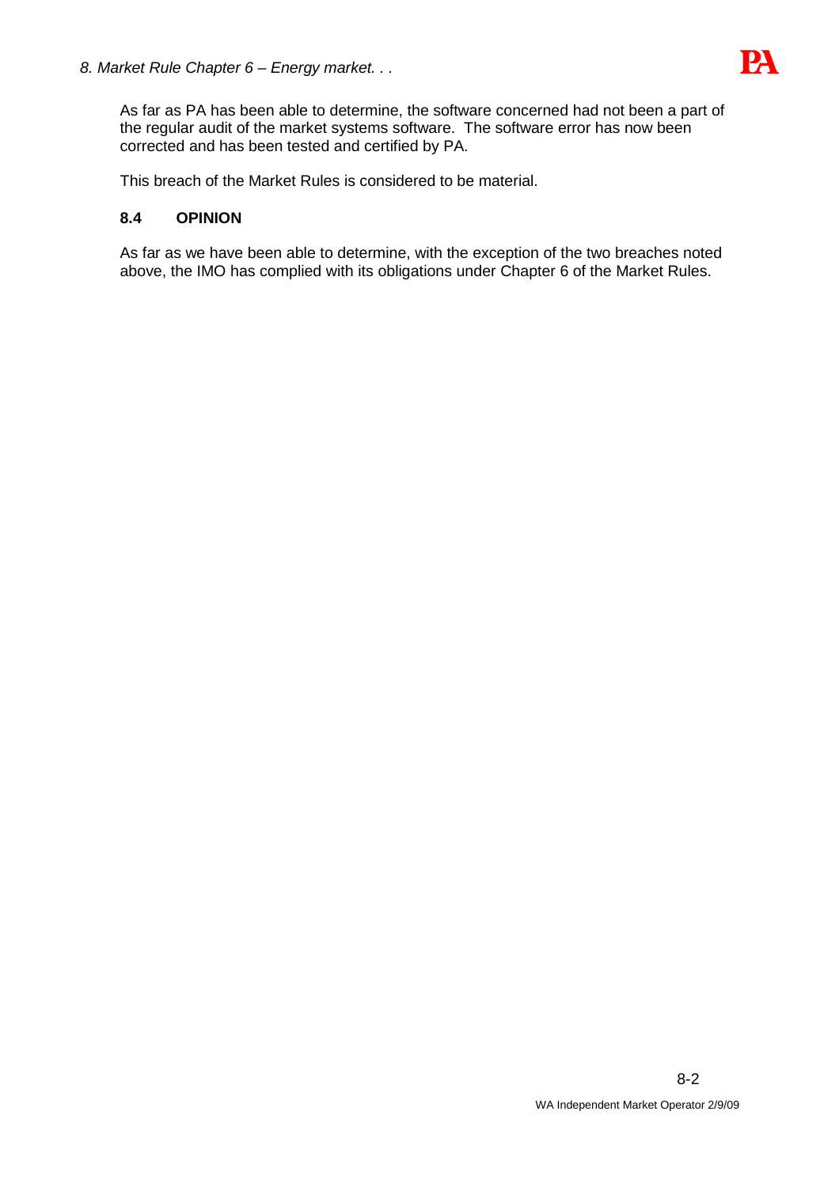As far as PA has been able to determine, the software concerned had not been a part of the regular audit of the market systems software. The software error has now been corrected and has been tested and certified by PA.

This breach of the Market Rules is considered to be material.

### 8.4 OPINION

As far as we have been able to determine, with the exception of the two breaches noted above, the IMO has complied with its obligations under Chapter 6 of the Market Rules.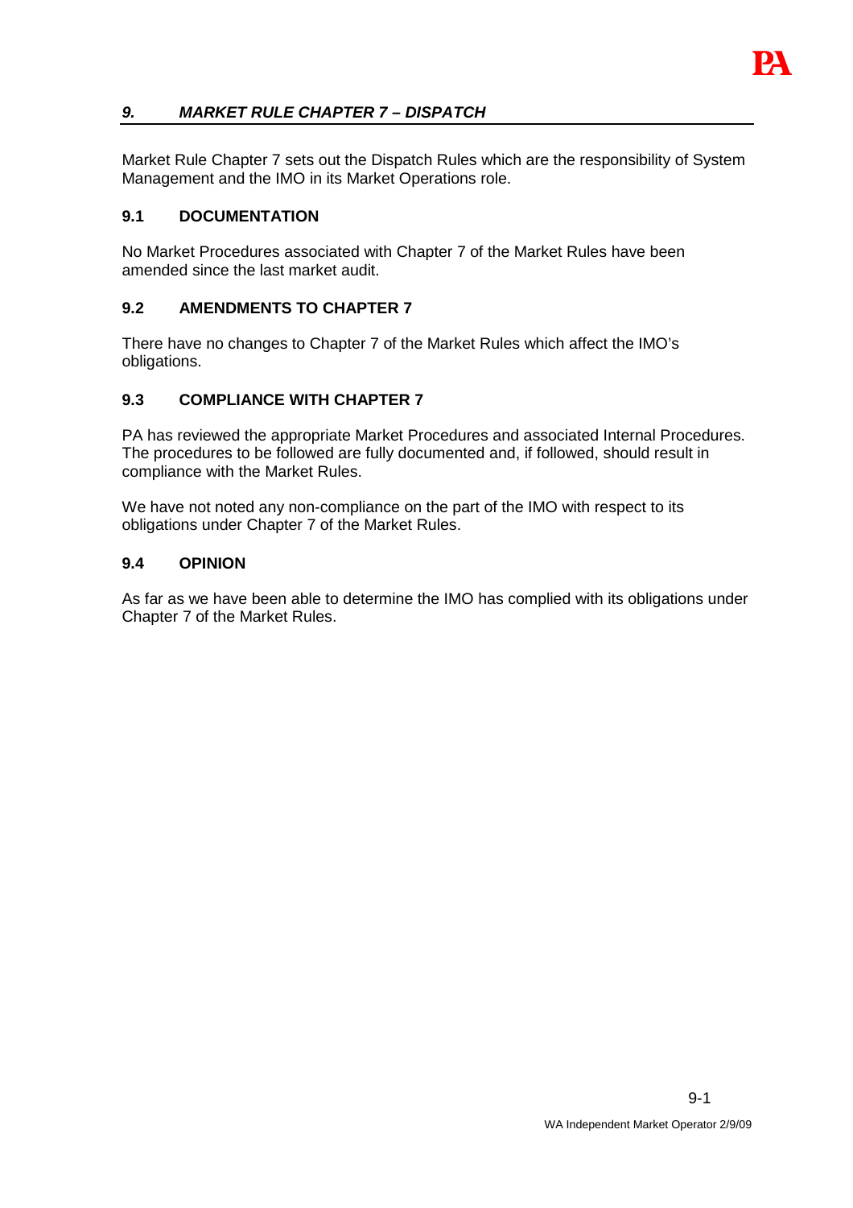## *9. MARKET RULE CHAPTER 7 – DISPATCH*

Market Rule Chapter 7 sets out the Dispatch Rules which are the responsibility of System Management and the IMO in its Market Operations role.

### 9.1 DOCUMENTATION

No Market Procedures associated with Chapter 7 of the Market Rules have been amended since the last market audit.

### 9.2 AMENDMENTS TO CHAPTER 7

There have no changes to Chapter 7 of the Market Rules which affect the IMO's obligations.

### 9.3 COMPLIANCE WITH CHAPTER 7

PA has reviewed the appropriate Market Procedures and associated Internal Procedures. The procedures to be followed are fully documented and, if followed, should result in compliance with the Market Rules.

We have not noted any non-compliance on the part of the IMO with respect to its obligations under Chapter 7 of the Market Rules.

### 9.4 OPINION

As far as we have been able to determine the IMO has complied with its obligations under Chapter 7 of the Market Rules.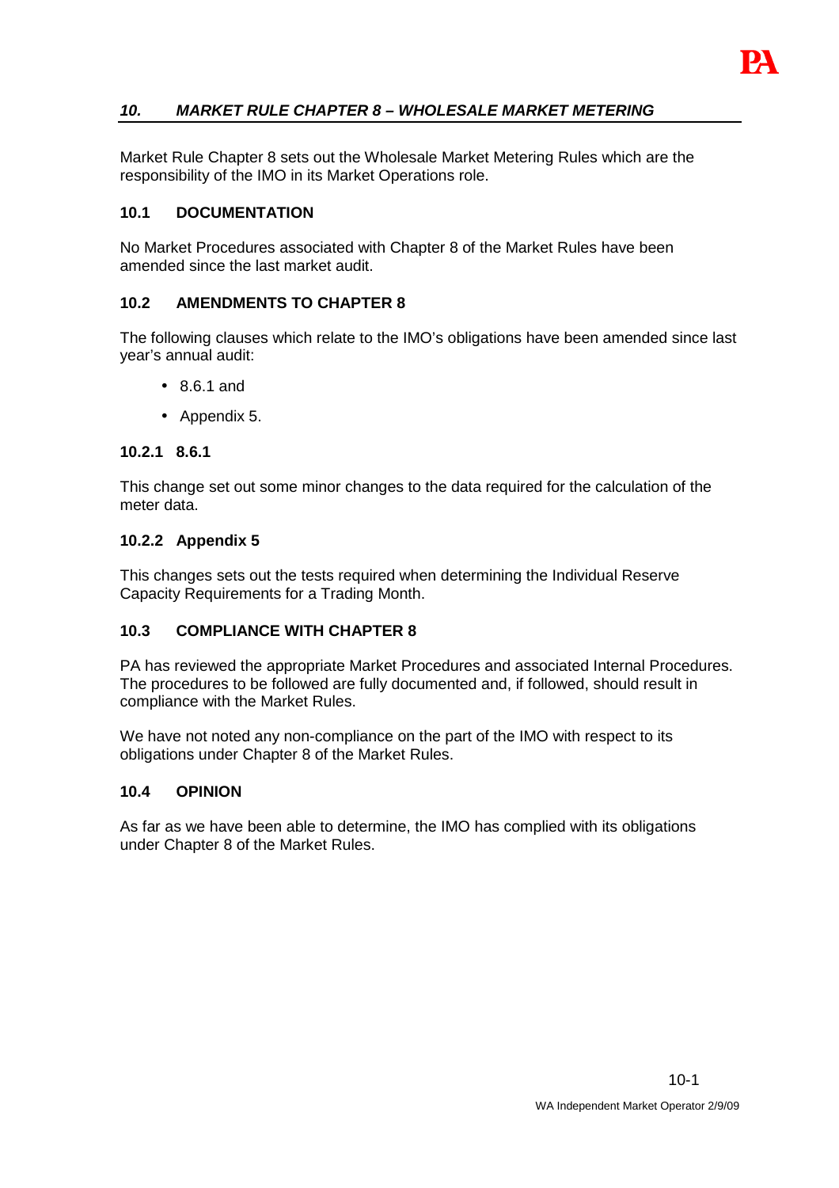## *10. MARKET RULE CHAPTER 8 – WHOLESALE MARKET METERING*

Market Rule Chapter 8 sets out the Wholesale Market Metering Rules which are the responsibility of the IMO in its Market Operations role.

### 10.1 DOCUMENTATION

No Market Procedures associated with Chapter 8 of the Market Rules have been amended since the last market audit.

### 10.2 AMENDMENTS TO CHAPTER 8

The following clauses which relate to the IMO's obligations have been amended since last year's annual audit:

- 8.6.1 and
- Appendix 5.

#### 10.2.1 8.6.1

This change set out some minor changes to the data required for the calculation of the meter data.

#### 10.2.2 Appendix 5

This changes sets out the tests required when determining the Individual Reserve Capacity Requirements for a Trading Month.

### 10.3 COMPLIANCE WITH CHAPTER 8

PA has reviewed the appropriate Market Procedures and associated Internal Procedures. The procedures to be followed are fully documented and, if followed, should result in compliance with the Market Rules.

We have not noted any non-compliance on the part of the IMO with respect to its obligations under Chapter 8 of the Market Rules.

### 10.4 OPINION

As far as we have been able to determine, the IMO has complied with its obligations under Chapter 8 of the Market Rules.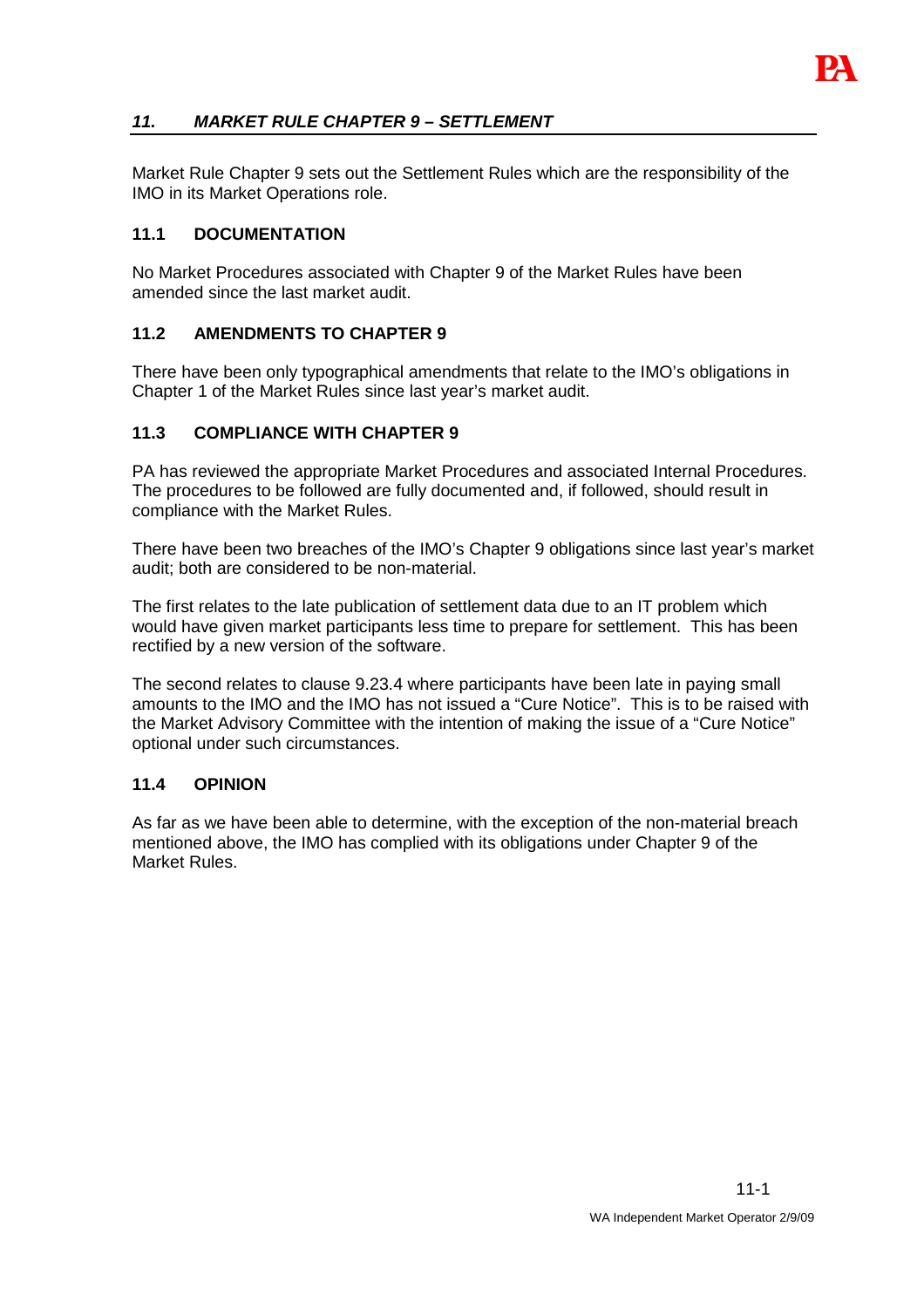## *11. MARKET RULE CHAPTER 9 – SETTLEMENT*

Market Rule Chapter 9 sets out the Settlement Rules which are the responsibility of the IMO in its Market Operations role.

### 11.1 DOCUMENTATION

No Market Procedures associated with Chapter 9 of the Market Rules have been amended since the last market audit.

### 11.2 AMENDMENTS TO CHAPTER 9

There have been only typographical amendments that relate to the IMO's obligations in Chapter 1 of the Market Rules since last year's market audit.

### 11.3 COMPLIANCE WITH CHAPTER 9

PA has reviewed the appropriate Market Procedures and associated Internal Procedures. The procedures to be followed are fully documented and, if followed, should result in compliance with the Market Rules.

There have been two breaches of the IMO's Chapter 9 obligations since last year's market audit; both are considered to be non-material.

The first relates to the late publication of settlement data due to an IT problem which would have given market participants less time to prepare for settlement. This has been rectified by a new version of the software.

The second relates to clause 9.23.4 where participants have been late in paying small amounts to the IMO and the IMO has not issued a "Cure Notice". This is to be raised with the Market Advisory Committee with the intention of making the issue of a "Cure Notice" optional under such circumstances.

### 11.4 OPINION

As far as we have been able to determine, with the exception of the non-material breach mentioned above, the IMO has complied with its obligations under Chapter 9 of the Market Rules.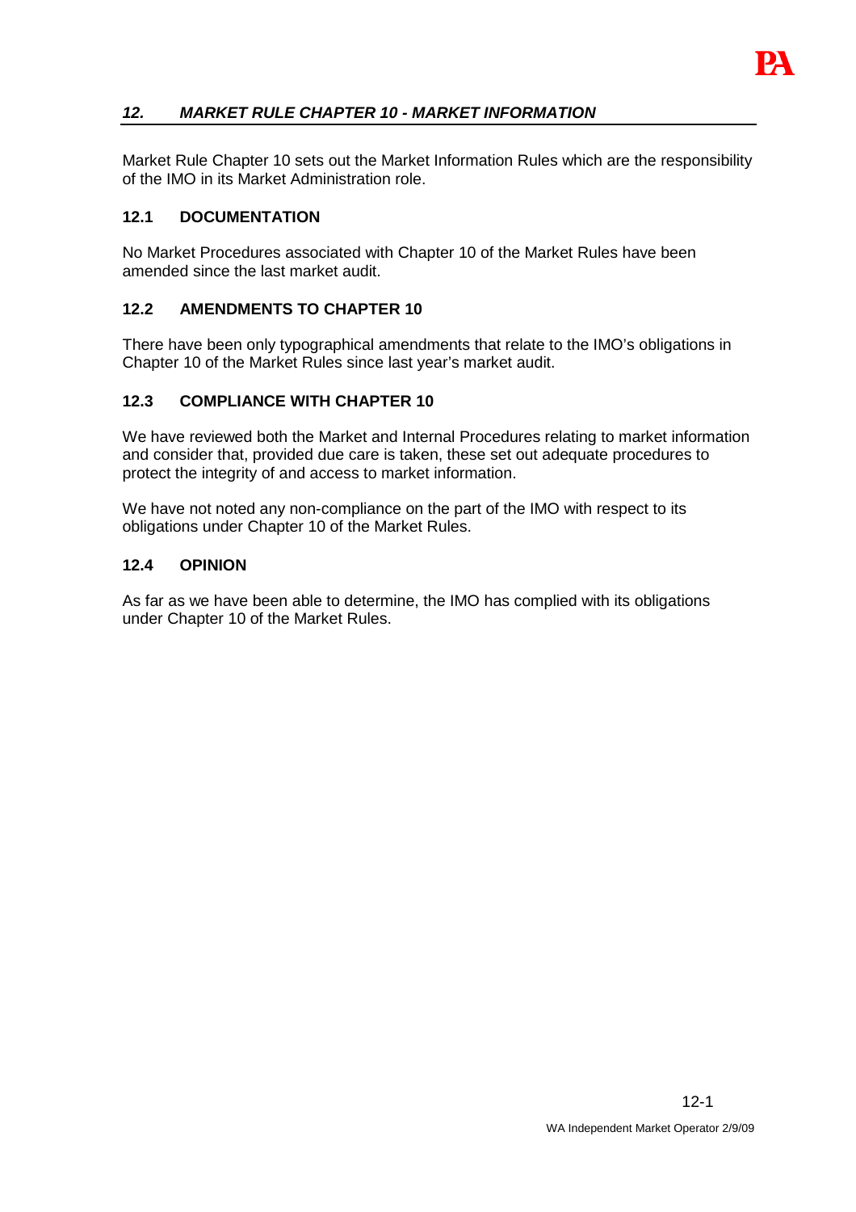## *12. MARKET RULE CHAPTER 10 - MARKET INFORMATION*

Market Rule Chapter 10 sets out the Market Information Rules which are the responsibility of the IMO in its Market Administration role.

### 12.1 DOCUMENTATION

No Market Procedures associated with Chapter 10 of the Market Rules have been amended since the last market audit.

### 12.2 AMENDMENTS TO CHAPTER 10

There have been only typographical amendments that relate to the IMO's obligations in Chapter 10 of the Market Rules since last year's market audit.

### 12.3 COMPLIANCE WITH CHAPTER 10

We have reviewed both the Market and Internal Procedures relating to market information and consider that, provided due care is taken, these set out adequate procedures to protect the integrity of and access to market information.

We have not noted any non-compliance on the part of the IMO with respect to its obligations under Chapter 10 of the Market Rules.

### 12.4 OPINION

As far as we have been able to determine, the IMO has complied with its obligations under Chapter 10 of the Market Rules.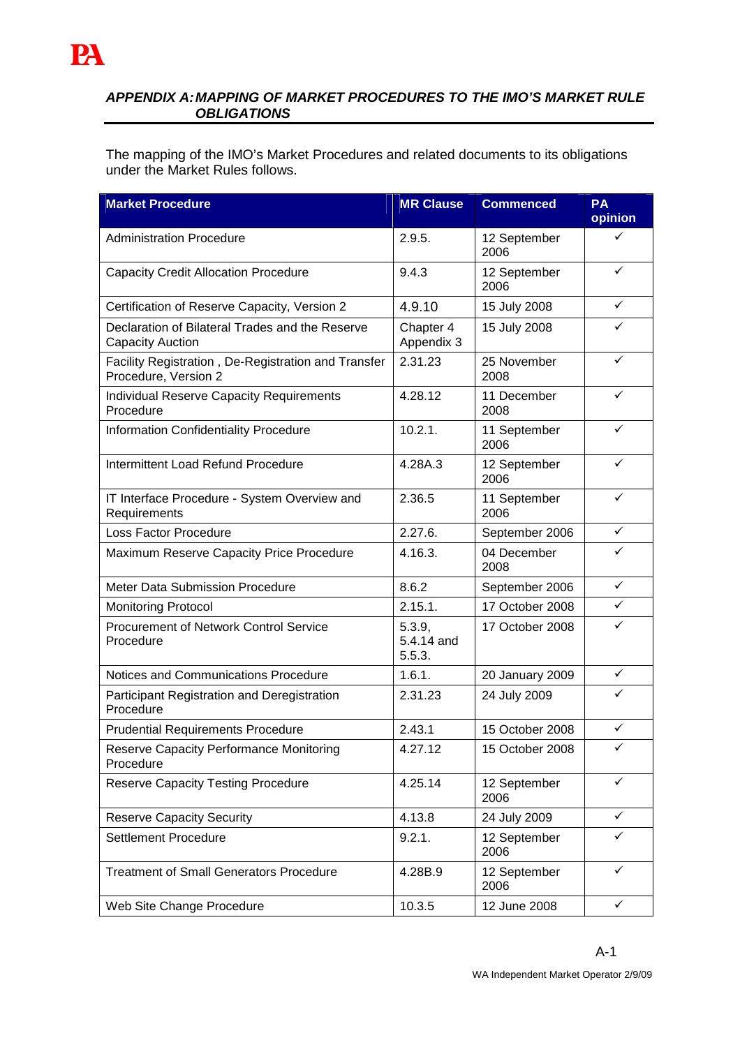## *APPENDIX A: MAPPING OF MARKET PROCEDURES TO THE IMO'S MARKET RULE OBLIGATIONS*

The mapping of the IMO's Market Procedures and related documents to its obligations under the Market Rules follows.

| Market Procedure | MR Clause | Commenced | PA opinion |
|---|---|---|---|
| Administration Procedure | 2.9.5. | 12 September 2006 | ✓ |
| Capacity Credit Allocation Procedure | 9.4.3 | 12 September 2006 | ✓ |
| Certification of Reserve Capacity, Version 2 | 4.9.10 | 15 July 2008 | ✓ |
| Declaration of Bilateral Trades and the Reserve Capacity Auction | Chapter 4 Appendix 3 | 15 July 2008 | ✓ |
| Facility Registration , De-Registration and Transfer Procedure, Version 2 | 2.31.23 | 25 November 2008 | ✓ |
| Individual Reserve Capacity Requirements Procedure | 4.28.12 | 11 December 2008 | ✓ |
| Information Confidentiality Procedure | 10.2.1. | 11 September 2006 | ✓ |
| Intermittent Load Refund Procedure | 4.28A.3 | 12 September 2006 | ✓ |
| IT Interface Procedure - System Overview and Requirements | 2.36.5 | 11 September 2006 | ✓ |
| Loss Factor Procedure | 2.27.6. | September 2006 | ✓ |
| Maximum Reserve Capacity Price Procedure | 4.16.3. | 04 December 2008 | ✓ |
| Meter Data Submission Procedure | 8.6.2 | September 2006 | ✓ |
| Monitoring Protocol | 2.15.1. | 17 October 2008 | ✓ |
| Procurement of Network Control Service Procedure | 5.3.9, 5.4.14 and 5.5.3. | 17 October 2008 | ✓ |
| Notices and Communications Procedure | 1.6.1. | 20 January 2009 | ✓ |
| Participant Registration and Deregistration Procedure | 2.31.23 | 24 July 2009 | ✓ |
| Prudential Requirements Procedure | 2.43.1 | 15 October 2008 | ✓ |
| Reserve Capacity Performance Monitoring Procedure | 4.27.12 | 15 October 2008 | ✓ |
| Reserve Capacity Testing Procedure | 4.25.14 | 12 September 2006 | ✓ |
| Reserve Capacity Security | 4.13.8 | 24 July 2009 | ✓ |
| Settlement Procedure | 9.2.1. | 12 September 2006 | ✓ |
| Treatment of Small Generators Procedure | 4.28B.9 | 12 September 2006 | ✓ |
| Web Site Change Procedure | 10.3.5 | 12 June 2008 | ✓ |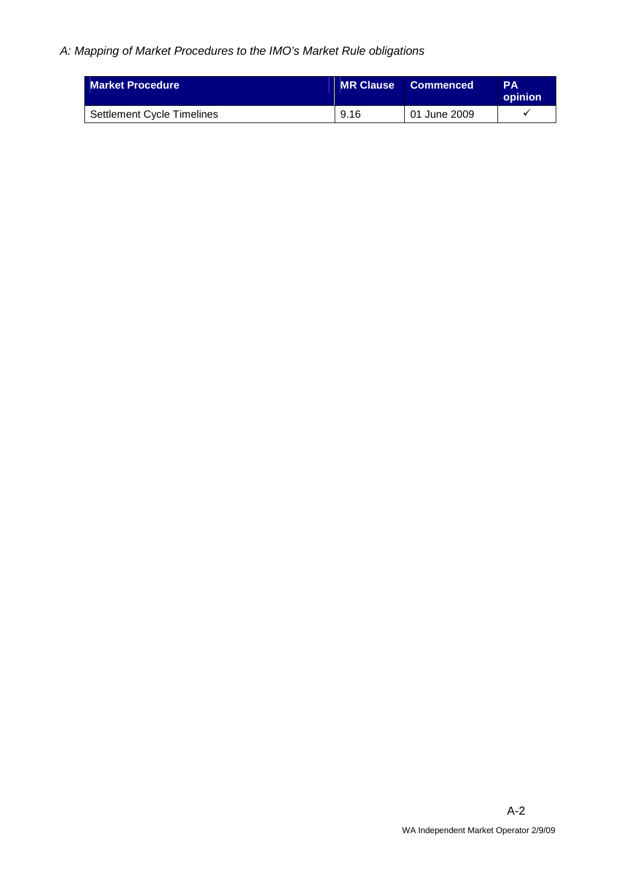*A: Mapping of Market Procedures to the IMO's Market Rule obligations*

| Market Procedure | MR Clause | Commenced | PA opinion |
|---|---|---|---|
| Settlement Cycle Timelines | 9.16 | 01 June 2009 | ✓ |